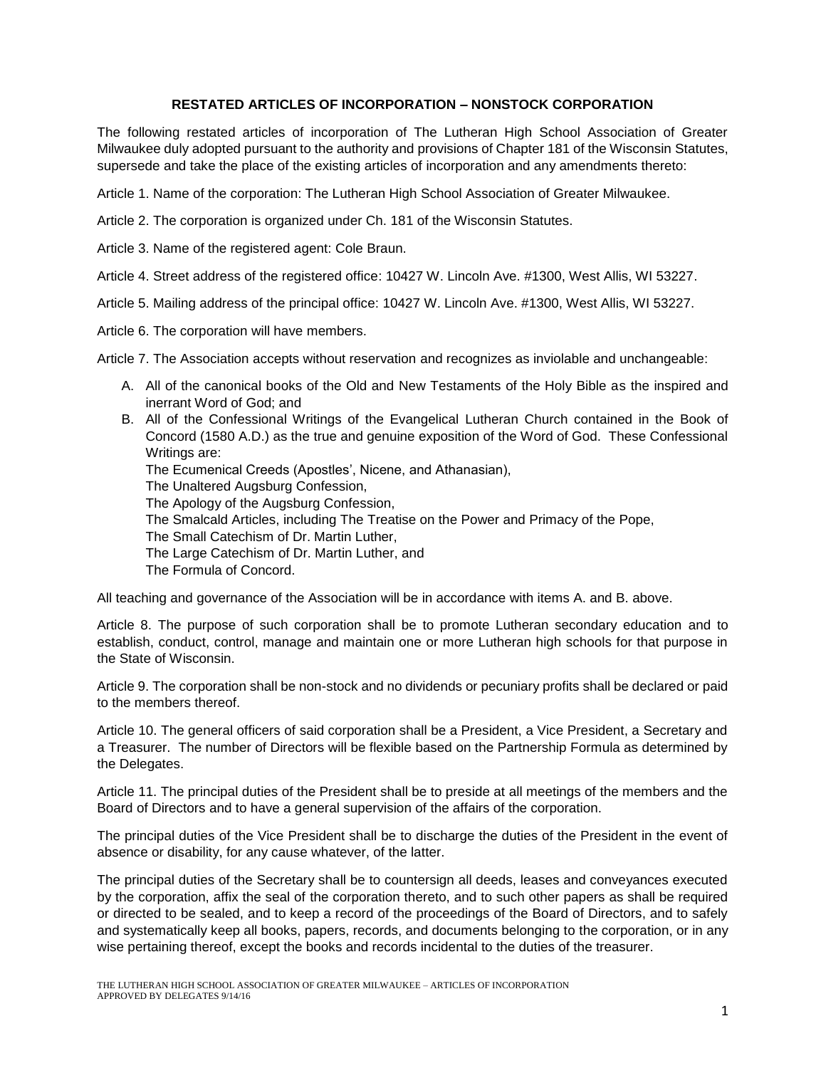# RESTATED ARTICLES OF INCORPORATION – NONSTOCK CORPORATION

The following restated articles of incorporation of The Lutheran High School Association of Greater Milwaukee duly adopted pursuant to the authority and provisions of Chapter 181 of the Wisconsin Statutes, supersede and take the place of the existing articles of incorporation and any amendments thereto:

Article 1. Name of the corporation: The Lutheran High School Association of Greater Milwaukee.

Article 2. The corporation is organized under Ch. 181 of the Wisconsin Statutes.

Article 3. Name of the registered agent: Cole Braun.

Article 4. Street address of the registered office: 10427 W. Lincoln Ave. #1300, West Allis, WI 53227.

Article 5. Mailing address of the principal office: 10427 W. Lincoln Ave. #1300, West Allis, WI 53227.

Article 6. The corporation will have members.

Article 7. The Association accepts without reservation and recognizes as inviolable and unchangeable:

A. All of the canonical books of the Old and New Testaments of the Holy Bible as the inspired and inerrant Word of God; and
B. All of the Confessional Writings of the Evangelical Lutheran Church contained in the Book of Concord (1580 A.D.) as the true and genuine exposition of the Word of God. These Confessional Writings are:
   The Ecumenical Creeds (Apostles', Nicene, and Athanasian),
   The Unaltered Augsburg Confession,
   The Apology of the Augsburg Confession,
   The Smalcald Articles, including The Treatise on the Power and Primacy of the Pope,
   The Small Catechism of Dr. Martin Luther,
   The Large Catechism of Dr. Martin Luther, and
   The Formula of Concord.

All teaching and governance of the Association will be in accordance with items A. and B. above.

Article 8. The purpose of such corporation shall be to promote Lutheran secondary education and to establish, conduct, control, manage and maintain one or more Lutheran high schools for that purpose in the State of Wisconsin.

Article 9. The corporation shall be non-stock and no dividends or pecuniary profits shall be declared or paid to the members thereof.

Article 10. The general officers of said corporation shall be a President, a Vice President, a Secretary and a Treasurer. The number of Directors will be flexible based on the Partnership Formula as determined by the Delegates.

Article 11. The principal duties of the President shall be to preside at all meetings of the members and the Board of Directors and to have a general supervision of the affairs of the corporation.

The principal duties of the Vice President shall be to discharge the duties of the President in the event of absence or disability, for any cause whatever, of the latter.

The principal duties of the Secretary shall be to countersign all deeds, leases and conveyances executed by the corporation, affix the seal of the corporation thereto, and to such other papers as shall be required or directed to be sealed, and to keep a record of the proceedings of the Board of Directors, and to safely and systematically keep all books, papers, records, and documents belonging to the corporation, or in any wise pertaining thereof, except the books and records incidental to the duties of the treasurer.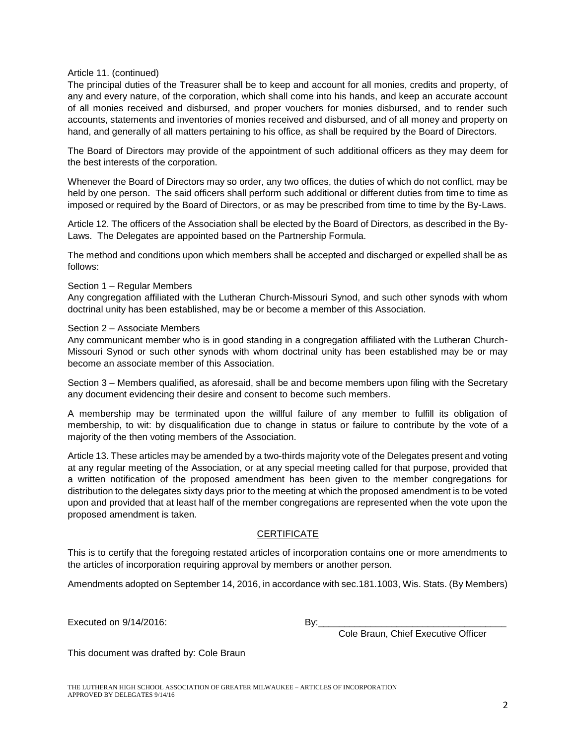Article 11. (continued)
The principal duties of the Treasurer shall be to keep and account for all monies, credits and property, of any and every nature, of the corporation, which shall come into his hands, and keep an accurate account of all monies received and disbursed, and proper vouchers for monies disbursed, and to render such accounts, statements and inventories of monies received and disbursed, and of all money and property on hand, and generally of all matters pertaining to his office, as shall be required by the Board of Directors.

The Board of Directors may provide of the appointment of such additional officers as they may deem for the best interests of the corporation.

Whenever the Board of Directors may so order, any two offices, the duties of which do not conflict, may be held by one person. The said officers shall perform such additional or different duties from time to time as imposed or required by the Board of Directors, or as may be prescribed from time to time by the By-Laws.

Article 12. The officers of the Association shall be elected by the Board of Directors, as described in the By-Laws. The Delegates are appointed based on the Partnership Formula.

The method and conditions upon which members shall be accepted and discharged or expelled shall be as follows:

Section 1 – Regular Members
Any congregation affiliated with the Lutheran Church-Missouri Synod, and such other synods with whom doctrinal unity has been established, may be or become a member of this Association.

Section 2 – Associate Members
Any communicant member who is in good standing in a congregation affiliated with the Lutheran Church-Missouri Synod or such other synods with whom doctrinal unity has been established may be or may become an associate member of this Association.

Section 3 – Members qualified, as aforesaid, shall be and become members upon filing with the Secretary any document evidencing their desire and consent to become such members.

A membership may be terminated upon the willful failure of any member to fulfill its obligation of membership, to wit: by disqualification due to change in status or failure to contribute by the vote of a majority of the then voting members of the Association.

Article 13. These articles may be amended by a two-thirds majority vote of the Delegates present and voting at any regular meeting of the Association, or at any special meeting called for that purpose, provided that a written notification of the proposed amendment has been given to the member congregations for distribution to the delegates sixty days prior to the meeting at which the proposed amendment is to be voted upon and provided that at least half of the member congregations are represented when the vote upon the proposed amendment is taken.

## CERTIFICATE

This is to certify that the foregoing restated articles of incorporation contains one or more amendments to the articles of incorporation requiring approval by members or another person.

Amendments adopted on September 14, 2016, in accordance with sec.181.1003, Wis. Stats. (By Members)

Executed on 9/14/2016: By:___________________________________

Cole Braun, Chief Executive Officer

This document was drafted by: Cole Braun